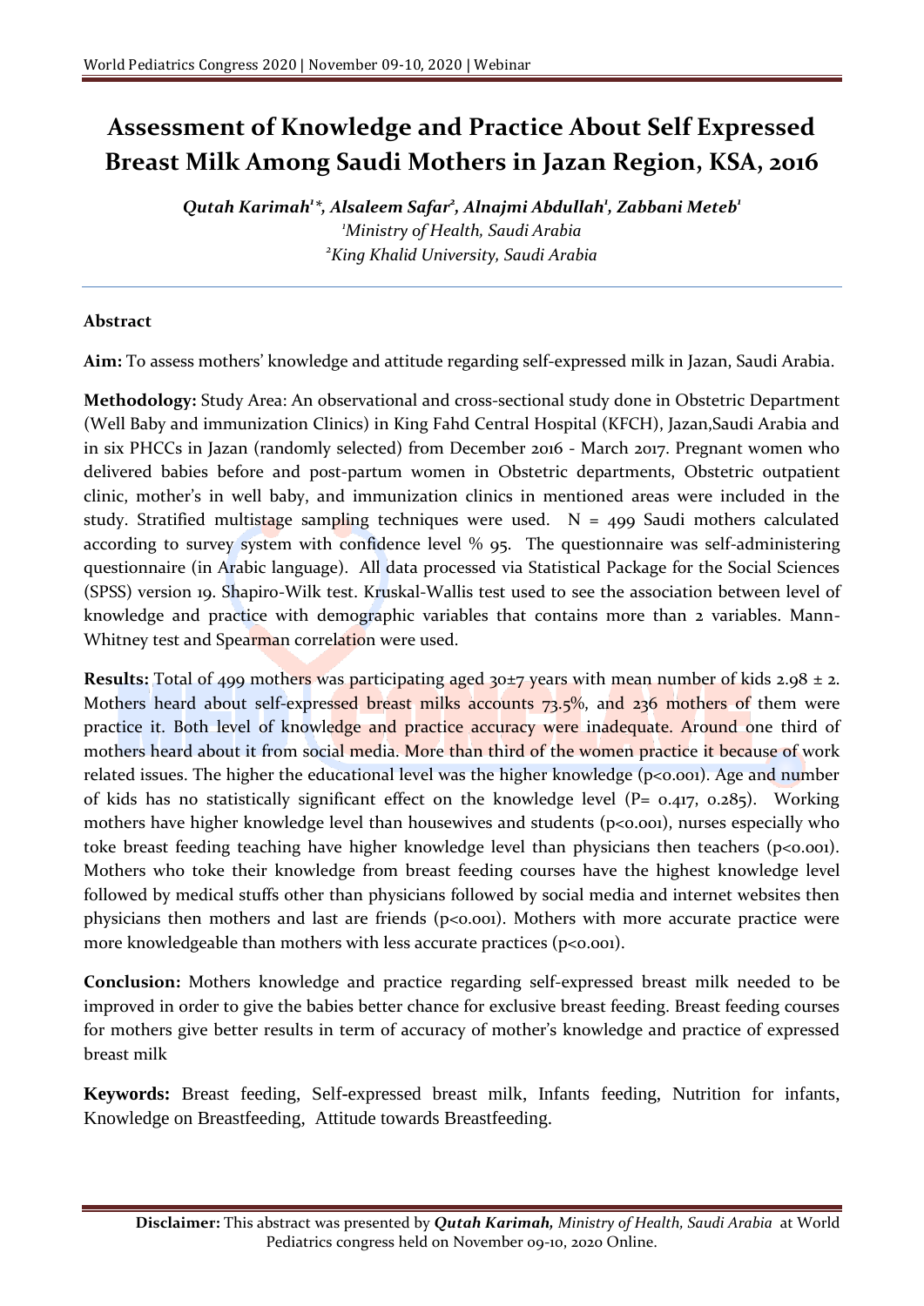# Assessment of Knowledge and Practice About Self Expressed Breast Milk Among Saudi Mothers in Jazan Region, KSA, 2016

***Qutah Karimah*[1]*, *Alsaleem Safar*[2], *Alnajmi Abdullah*[1], *Zabbani Meteb*[1]**

[1]*Ministry of Health, Saudi Arabia*

[2]*King Khalid University, Saudi Arabia*

---

**Abstract**

**Aim:** To assess mothers' knowledge and attitude regarding self-expressed milk in Jazan, Saudi Arabia.

**Methodology:** Study Area: An observational and cross-sectional study done in Obstetric Department (Well Baby and immunization Clinics) in King Fahd Central Hospital (KFCH), Jazan,Saudi Arabia and in six PHCCs in Jazan (randomly selected) from December 2016 - March 2017. Pregnant women who delivered babies before and post-partum women in Obstetric departments, Obstetric outpatient clinic, mother's in well baby, and immunization clinics in mentioned areas were included in the study. Stratified multistage sampling techniques were used. N = 499 Saudi mothers calculated according to survey system with confidence level % 95. The questionnaire was self-administering questionnaire (in Arabic language). All data processed via Statistical Package for the Social Sciences (SPSS) version 19. Shapiro-Wilk test. Kruskal-Wallis test used to see the association between level of knowledge and practice with demographic variables that contains more than 2 variables. Mann-Whitney test and Spearman correlation were used.

**Results:** Total of 499 mothers was participating aged 30±7 years with mean number of kids 2.98 ± 2. Mothers heard about self-expressed breast milks accounts 73.5%, and 236 mothers of them were practice it. Both level of knowledge and practice accuracy were inadequate. Around one third of mothers heard about it from social media. More than third of the women practice it because of work related issues. The higher the educational level was the higher knowledge ($p<0.001$). Age and number of kids has no statistically significant effect on the knowledge level ($P= 0.417, 0.285$). Working mothers have higher knowledge level than housewives and students ($p<0.001$), nurses especially who toke breast feeding teaching have higher knowledge level than physicians then teachers ($p<0.001$). Mothers who toke their knowledge from breast feeding courses have the highest knowledge level followed by medical stuffs other than physicians followed by social media and internet websites then physicians then mothers and last are friends ($p<0.001$). Mothers with more accurate practice were more knowledgeable than mothers with less accurate practices ($p<0.001$).

**Conclusion:** Mothers knowledge and practice regarding self-expressed breast milk needed to be improved in order to give the babies better chance for exclusive breast feeding. Breast feeding courses for mothers give better results in term of accuracy of mother's knowledge and practice of expressed breast milk

**Keywords:** Breast feeding, Self-expressed breast milk, Infants feeding, Nutrition for infants, Knowledge on Breastfeeding, Attitude towards Breastfeeding.

---

**Disclaimer:** This abstract was presented by ***Qutah Karimah,*** *Ministry of Health, Saudi Arabia* at World Pediatrics congress held on November 09-10, 2020 Online.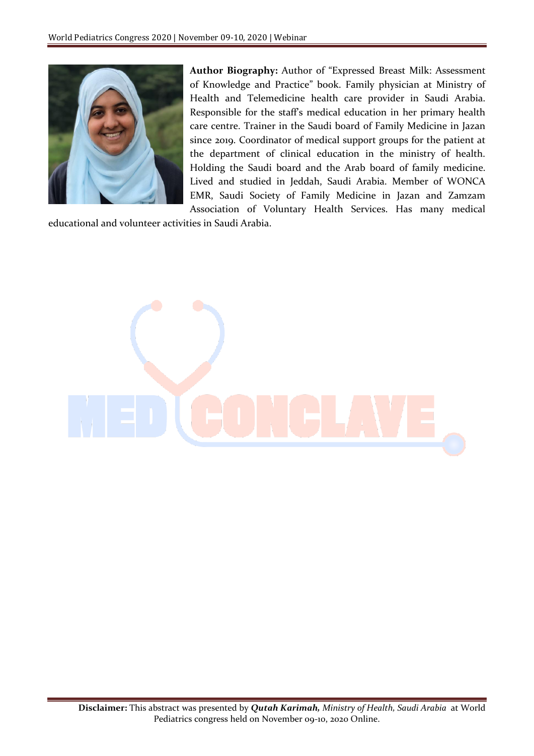**Author Biography:** Author of "Expressed Breast Milk: Assessment of Knowledge and Practice" book. Family physician at Ministry of Health and Telemedicine health care provider in Saudi Arabia. Responsible for the staff's medical education in her primary health care centre. Trainer in the Saudi board of Family Medicine in Jazan since 2019. Coordinator of medical support groups for the patient at the department of clinical education in the ministry of health. Holding the Saudi board and the Arab board of family medicine. Lived and studied in Jeddah, Saudi Arabia. Member of WONCA EMR, Saudi Society of Family Medicine in Jazan and Zamzam Association of Voluntary Health Services. Has many medical educational and volunteer activities in Saudi Arabia.

**Disclaimer:** This abstract was presented by ***Qutah Karimah,*** *Ministry of Health, Saudi Arabia* at World Pediatrics congress held on November 09-10, 2020 Online.